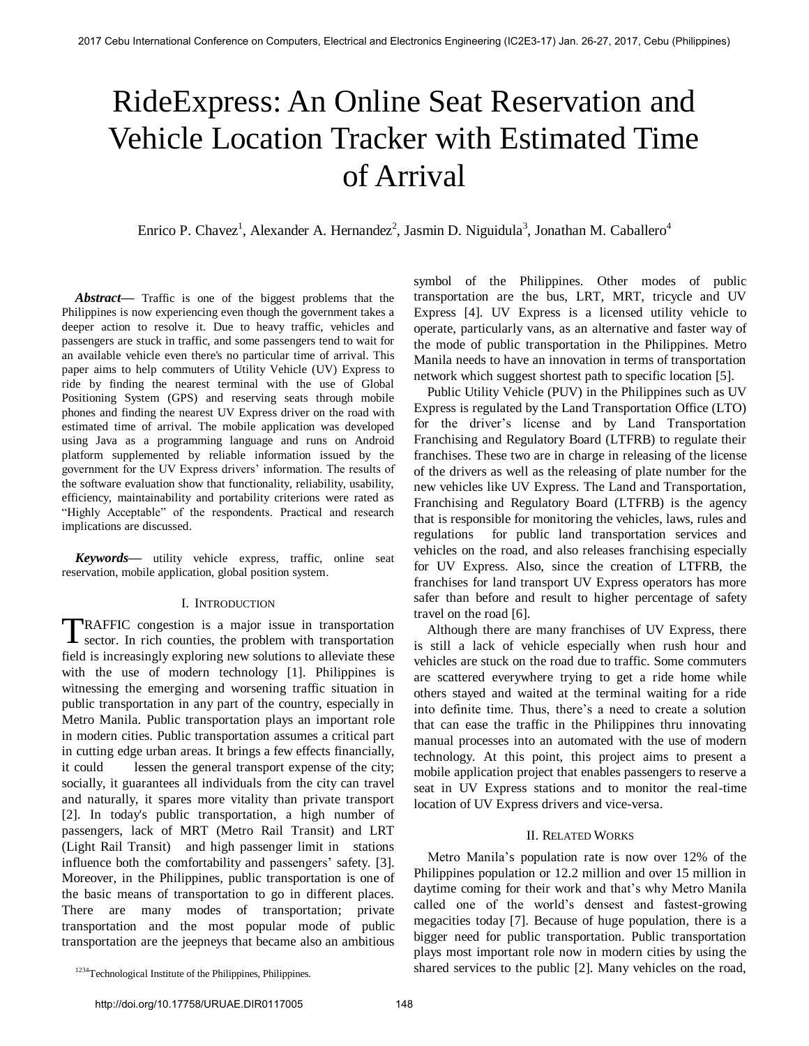# RideExpress: An Online Seat Reservation and Vehicle Location Tracker with Estimated Time of Arrival

Enrico P. Chavez[1], Alexander A. Hernandez[2], Jasmin D. Niguidula[3], Jonathan M. Caballero[4]

***Abstract*—** Traffic is one of the biggest problems that the Philippines is now experiencing even though the government takes a deeper action to resolve it. Due to heavy traffic, vehicles and passengers are stuck in traffic, and some passengers tend to wait for an available vehicle even there's no particular time of arrival. This paper aims to help commuters of Utility Vehicle (UV) Express to ride by finding the nearest terminal with the use of Global Positioning System (GPS) and reserving seats through mobile phones and finding the nearest UV Express driver on the road with estimated time of arrival. The mobile application was developed using Java as a programming language and runs on Android platform supplemented by reliable information issued by the government for the UV Express drivers' information. The results of the software evaluation show that functionality, reliability, usability, efficiency, maintainability and portability criterions were rated as "Highly Acceptable" of the respondents. Practical and research implications are discussed.

***Keywords*—** utility vehicle express, traffic, online seat reservation, mobile application, global position system.

## I. Introduction

TRAFFIC congestion is a major issue in transportation sector. In rich counties, the problem with transportation field is increasingly exploring new solutions to alleviate these with the use of modern technology [1]. Philippines is witnessing the emerging and worsening traffic situation in public transportation in any part of the country, especially in Metro Manila. Public transportation plays an important role in modern cities. Public transportation assumes a critical part in cutting edge urban areas. It brings a few effects financially, it could lessen the general transport expense of the city; socially, it guarantees all individuals from the city can travel and naturally, it spares more vitality than private transport [2]. In today's public transportation, a high number of passengers, lack of MRT (Metro Rail Transit) and LRT (Light Rail Transit) and high passenger limit in stations influence both the comfortability and passengers' safety. [3]. Moreover, in the Philippines, public transportation is one of the basic means of transportation to go in different places. There are many modes of transportation; private transportation and the most popular mode of public transportation are the jeepneys that became also an ambitious symbol of the Philippines. Other modes of public transportation are the bus, LRT, MRT, tricycle and UV Express [4]. UV Express is a licensed utility vehicle to operate, particularly vans, as an alternative and faster way of the mode of public transportation in the Philippines. Metro Manila needs to have an innovation in terms of transportation network which suggest shortest path to specific location [5].

Public Utility Vehicle (PUV) in the Philippines such as UV Express is regulated by the Land Transportation Office (LTO) for the driver's license and by Land Transportation Franchising and Regulatory Board (LTFRB) to regulate their franchises. These two are in charge in releasing of the license of the drivers as well as the releasing of plate number for the new vehicles like UV Express. The Land and Transportation, Franchising and Regulatory Board (LTFRB) is the agency that is responsible for monitoring the vehicles, laws, rules and regulations for public land transportation services and vehicles on the road, and also releases franchising especially for UV Express. Also, since the creation of LTFRB, the franchises for land transport UV Express operators has more safer than before and result to higher percentage of safety travel on the road [6].

Although there are many franchises of UV Express, there is still a lack of vehicle especially when rush hour and vehicles are stuck on the road due to traffic. Some commuters are scattered everywhere trying to get a ride home while others stayed and waited at the terminal waiting for a ride into definite time. Thus, there's a need to create a solution that can ease the traffic in the Philippines thru innovating manual processes into an automated with the use of modern technology. At this point, this project aims to present a mobile application project that enables passengers to reserve a seat in UV Express stations and to monitor the real-time location of UV Express drivers and vice-versa.

## II. Related Works

Metro Manila's population rate is now over 12% of the Philippines population or 12.2 million and over 15 million in daytime coming for their work and that's why Metro Manila called one of the world's densest and fastest-growing megacities today [7]. Because of huge population, there is a bigger need for public transportation. Public transportation plays most important role now in modern cities by using the shared services to the public [2]. Many vehicles on the road,

[1234]Technological Institute of the Philippines, Philippines.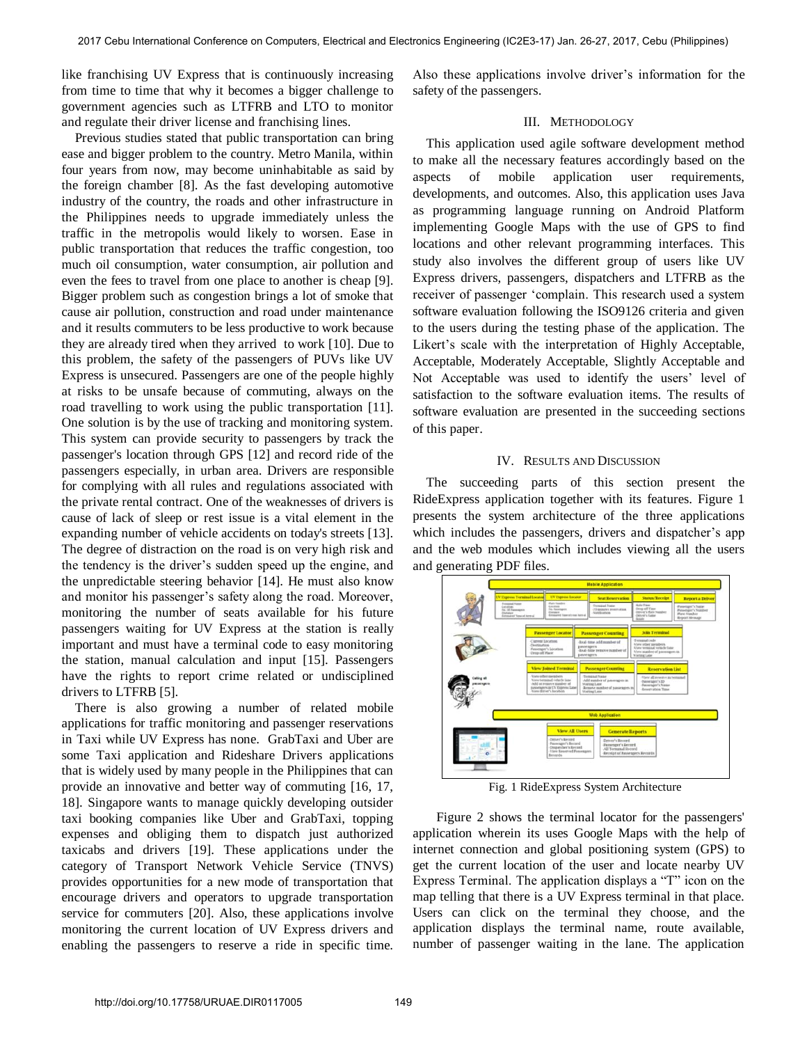like franchising UV Express that is continuously increasing from time to time that why it becomes a bigger challenge to government agencies such as LTFRB and LTO to monitor and regulate their driver license and franchising lines.

Previous studies stated that public transportation can bring ease and bigger problem to the country. Metro Manila, within four years from now, may become uninhabitable as said by the foreign chamber [8]. As the fast developing automotive industry of the country, the roads and other infrastructure in the Philippines needs to upgrade immediately unless the traffic in the metropolis would likely to worsen. Ease in public transportation that reduces the traffic congestion, too much oil consumption, water consumption, air pollution and even the fees to travel from one place to another is cheap [9]. Bigger problem such as congestion brings a lot of smoke that cause air pollution, construction and road under maintenance and it results commuters to be less productive to work because they are already tired when they arrived to work [10]. Due to this problem, the safety of the passengers of PUVs like UV Express is unsecured. Passengers are one of the people highly at risks to be unsafe because of commuting, always on the road travelling to work using the public transportation [11]. One solution is by the use of tracking and monitoring system. This system can provide security to passengers by track the passenger's location through GPS [12] and record ride of the passengers especially, in urban area. Drivers are responsible for complying with all rules and regulations associated with the private rental contract. One of the weaknesses of drivers is cause of lack of sleep or rest issue is a vital element in the expanding number of vehicle accidents on today's streets [13]. The degree of distraction on the road is on very high risk and the tendency is the driver's sudden speed up the engine, and the unpredictable steering behavior [14]. He must also know and monitor his passenger's safety along the road. Moreover, monitoring the number of seats available for his future passengers waiting for UV Express at the station is really important and must have a terminal code to easy monitoring the station, manual calculation and input [15]. Passengers have the rights to report crime related or undisciplined drivers to LTFRB [5].

There is also growing a number of related mobile applications for traffic monitoring and passenger reservations in Taxi while UV Express has none. GrabTaxi and Uber are some Taxi application and Rideshare Drivers applications that is widely used by many people in the Philippines that can provide an innovative and better way of commuting [16, 17, 18]. Singapore wants to manage quickly developing outsider taxi booking companies like Uber and GrabTaxi, topping expenses and obliging them to dispatch just authorized taxicabs and drivers [19]. These applications under the category of Transport Network Vehicle Service (TNVS) provides opportunities for a new mode of transportation that encourage drivers and operators to upgrade transportation service for commuters [20]. Also, these applications involve monitoring the current location of UV Express drivers and enabling the passengers to reserve a ride in specific time. Also these applications involve driver's information for the safety of the passengers.

## III. Methodology

This application used agile software development method to make all the necessary features accordingly based on the aspects of mobile application user requirements, developments, and outcomes. Also, this application uses Java as programming language running on Android Platform implementing Google Maps with the use of GPS to find locations and other relevant programming interfaces. This study also involves the different group of users like UV Express drivers, passengers, dispatchers and LTFRB as the receiver of passenger 'complain. This research used a system software evaluation following the ISO9126 criteria and given to the users during the testing phase of the application. The Likert's scale with the interpretation of Highly Acceptable, Acceptable, Moderately Acceptable, Slightly Acceptable and Not Acceptable was used to identify the users' level of satisfaction to the software evaluation items. The results of software evaluation are presented in the succeeding sections of this paper.

## IV. Results and Discussion

The succeeding parts of this section present the RideExpress application together with its features. Figure 1 presents the system architecture of the three applications which includes the passengers, drivers and dispatcher's app and the web modules which includes viewing all the users and generating PDF files.

Fig. 1 RideExpress System Architecture

Figure 2 shows the terminal locator for the passengers' application wherein its uses Google Maps with the help of internet connection and global positioning system (GPS) to get the current location of the user and locate nearby UV Express Terminal. The application displays a "T" icon on the map telling that there is a UV Express terminal in that place. Users can click on the terminal they choose, and the application displays the terminal name, route available, number of passenger waiting in the lane. The application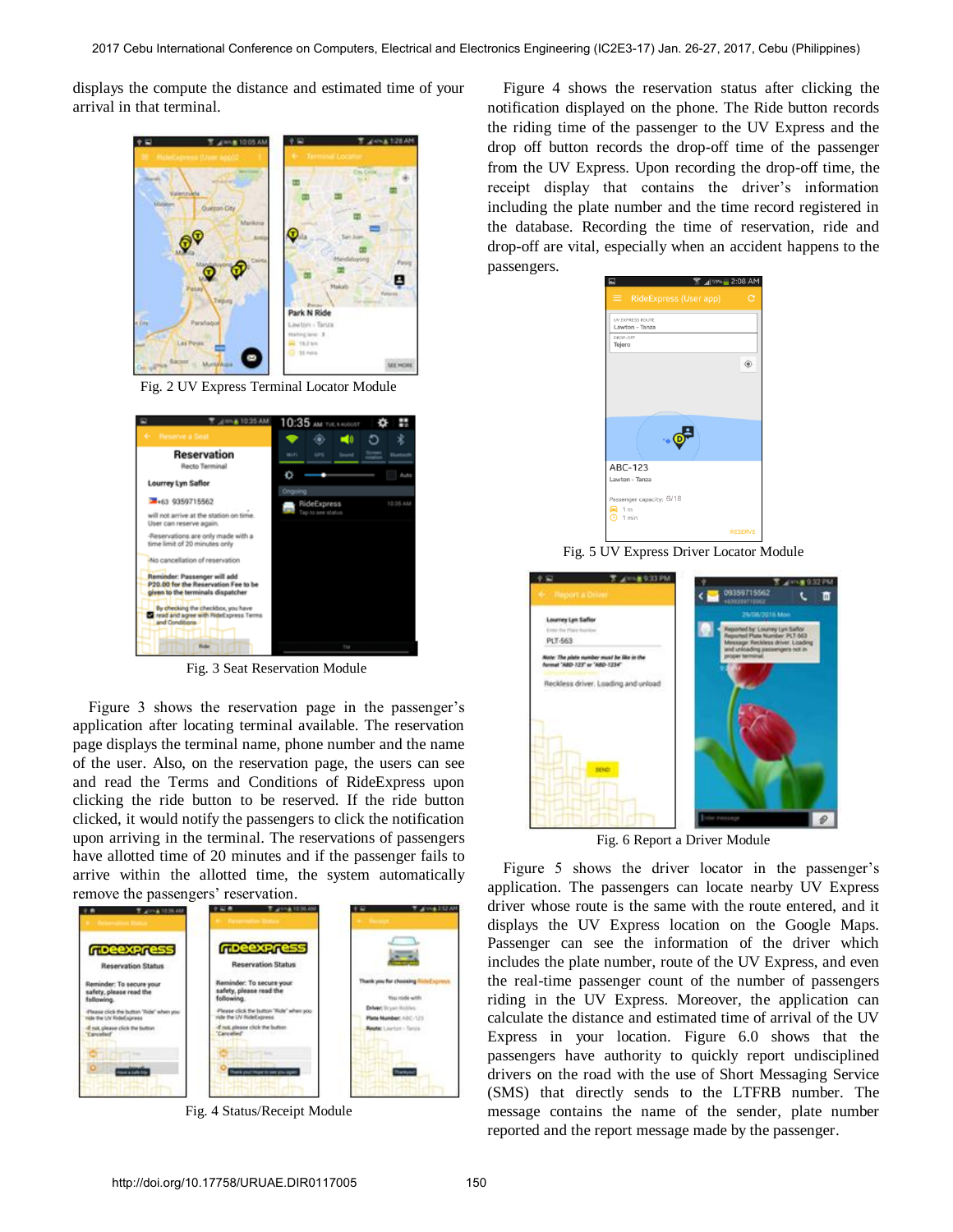displays the compute the distance and estimated time of your arrival in that terminal.

Fig. 2 UV Express Terminal Locator Module

Fig. 3 Seat Reservation Module

Figure 3 shows the reservation page in the passenger's application after locating terminal available. The reservation page displays the terminal name, phone number and the name of the user. Also, on the reservation page, the users can see and read the Terms and Conditions of RideExpress upon clicking the ride button to be reserved. If the ride button clicked, it would notify the passengers to click the notification upon arriving in the terminal. The reservations of passengers have allotted time of 20 minutes and if the passenger fails to arrive within the allotted time, the system automatically remove the passengers' reservation.

Fig. 4 Status/Receipt Module

Figure 4 shows the reservation status after clicking the notification displayed on the phone. The Ride button records the riding time of the passenger to the UV Express and the drop off button records the drop-off time of the passenger from the UV Express. Upon recording the drop-off time, the receipt display that contains the driver's information including the plate number and the time record registered in the database. Recording the time of reservation, ride and drop-off are vital, especially when an accident happens to the passengers.

Fig. 5 UV Express Driver Locator Module

Fig. 6 Report a Driver Module

Figure 5 shows the driver locator in the passenger's application. The passengers can locate nearby UV Express driver whose route is the same with the route entered, and it displays the UV Express location on the Google Maps. Passenger can see the information of the driver which includes the plate number, route of the UV Express, and even the real-time passenger count of the number of passengers riding in the UV Express. Moreover, the application can calculate the distance and estimated time of arrival of the UV Express in your location. Figure 6.0 shows that the passengers have authority to quickly report undisciplined drivers on the road with the use of Short Messaging Service (SMS) that directly sends to the LTFRB number. The message contains the name of the sender, plate number reported and the report message made by the passenger.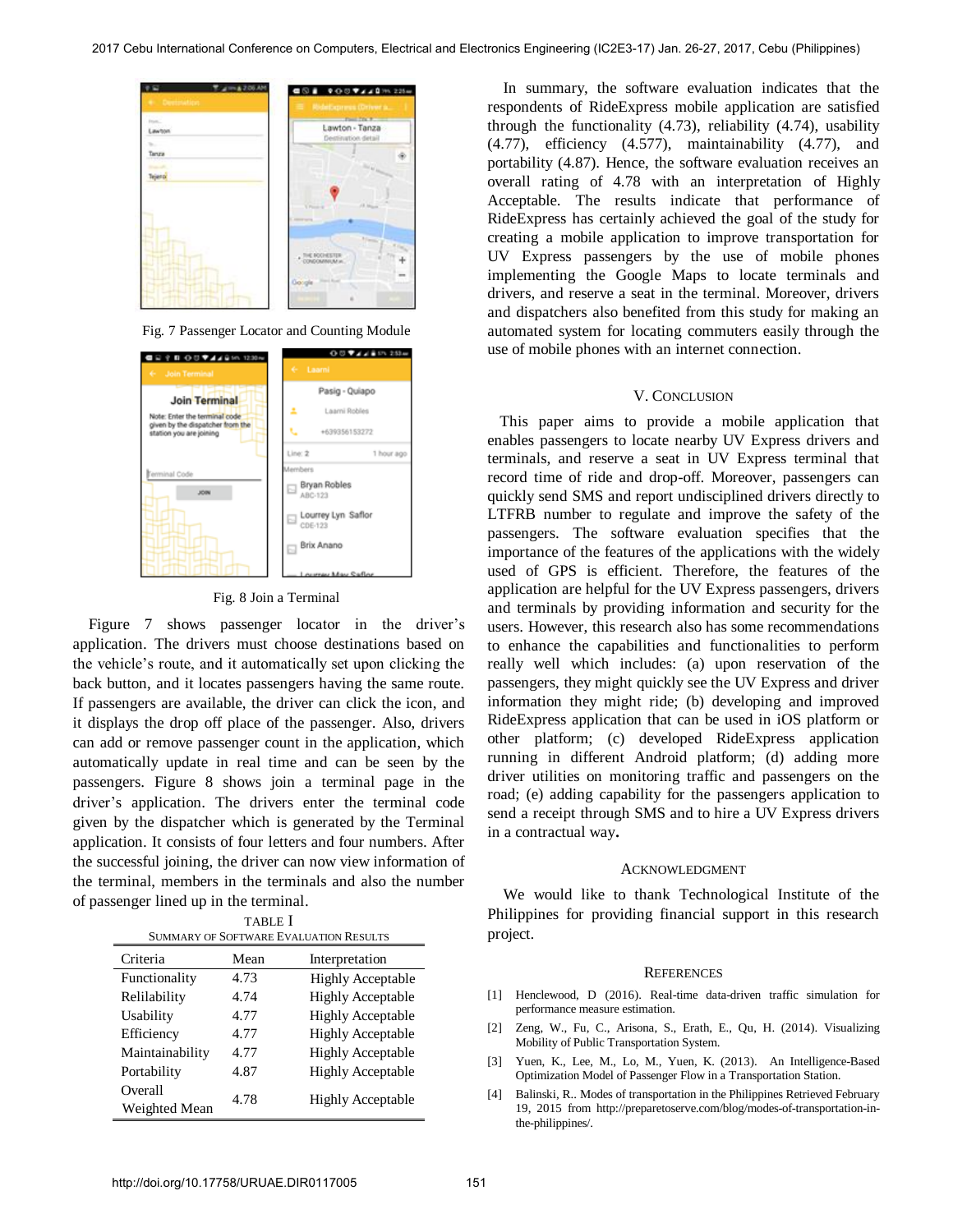Fig. 7 Passenger Locator and Counting Module

Fig. 8 Join a Terminal

Figure 7 shows passenger locator in the driver's application. The drivers must choose destinations based on the vehicle's route, and it automatically set upon clicking the back button, and it locates passengers having the same route. If passengers are available, the driver can click the icon, and it displays the drop off place of the passenger. Also, drivers can add or remove passenger count in the application, which automatically update in real time and can be seen by the passengers. Figure 8 shows join a terminal page in the driver's application. The drivers enter the terminal code given by the dispatcher which is generated by the Terminal application. It consists of four letters and four numbers. After the successful joining, the driver can now view information of the terminal, members in the terminals and also the number of passenger lined up in the terminal.

TABLE I
SUMMARY OF SOFTWARE EVALUATION RESULTS

| Criteria | Mean | Interpretation |
|---|---|---|
| Functionality | 4.73 | Highly Acceptable |
| Relilability | 4.74 | Highly Acceptable |
| Usability | 4.77 | Highly Acceptable |
| Efficiency | 4.77 | Highly Acceptable |
| Maintainability | 4.77 | Highly Acceptable |
| Portability | 4.87 | Highly Acceptable |
| Overall Weighted Mean | 4.78 | Highly Acceptable |

In summary, the software evaluation indicates that the respondents of RideExpress mobile application are satisfied through the functionality (4.73), reliability (4.74), usability (4.77), efficiency (4.577), maintainability (4.77), and portability (4.87). Hence, the software evaluation receives an overall rating of 4.78 with an interpretation of Highly Acceptable. The results indicate that performance of RideExpress has certainly achieved the goal of the study for creating a mobile application to improve transportation for UV Express passengers by the use of mobile phones implementing the Google Maps to locate terminals and drivers, and reserve a seat in the terminal. Moreover, drivers and dispatchers also benefited from this study for making an automated system for locating commuters easily through the use of mobile phones with an internet connection.

## V. Conclusion

This paper aims to provide a mobile application that enables passengers to locate nearby UV Express drivers and terminals, and reserve a seat in UV Express terminal that record time of ride and drop-off. Moreover, passengers can quickly send SMS and report undisciplined drivers directly to LTFRB number to regulate and improve the safety of the passengers. The software evaluation specifies that the importance of the features of the applications with the widely used of GPS is efficient. Therefore, the features of the application are helpful for the UV Express passengers, drivers and terminals by providing information and security for the users. However, this research also has some recommendations to enhance the capabilities and functionalities to perform really well which includes: (a) upon reservation of the passengers, they might quickly see the UV Express and driver information they might ride; (b) developing and improved RideExpress application that can be used in iOS platform or other platform; (c) developed RideExpress application running in different Android platform; (d) adding more driver utilities on monitoring traffic and passengers on the road; (e) adding capability for the passengers application to send a receipt through SMS and to hire a UV Express drivers in a contractual way**.**

## Acknowledgment

We would like to thank Technological Institute of the Philippines for providing financial support in this research project.

## References

[1] Henclewood, D (2016). Real-time data-driven traffic simulation for performance measure estimation.

[2] Zeng, W., Fu, C., Arisona, S., Erath, E., Qu, H. (2014). Visualizing Mobility of Public Transportation System.

[3] Yuen, K., Lee, M., Lo, M., Yuen, K. (2013). An Intelligence-Based Optimization Model of Passenger Flow in a Transportation Station.

[4] Balinski, R.. Modes of transportation in the Philippines Retrieved February 19, 2015 from http://preparetoserve.com/blog/modes-of-transportation-in-the-philippines/.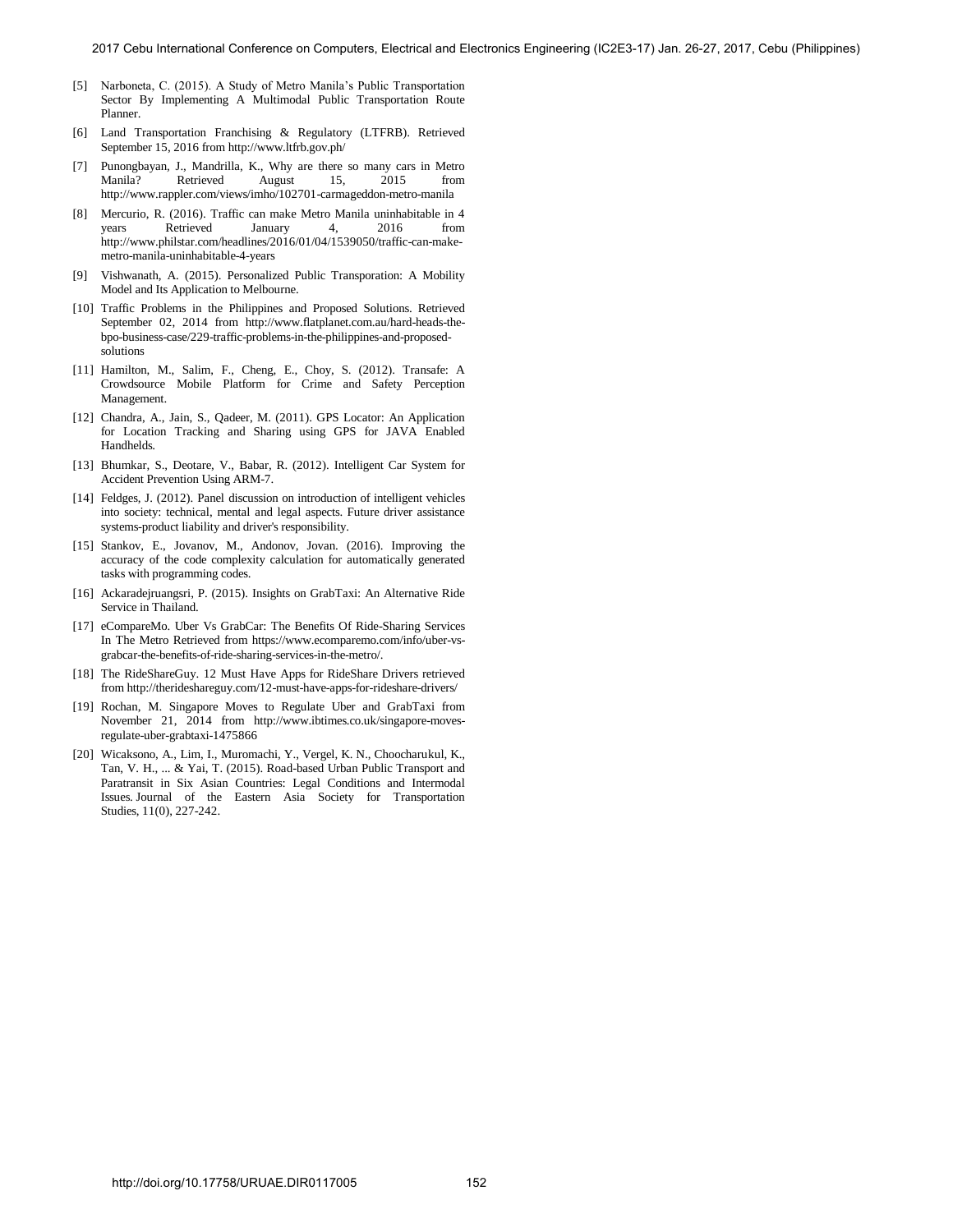[5] Narboneta, C. (2015). A Study of Metro Manila's Public Transportation Sector By Implementing A Multimodal Public Transportation Route Planner.

[6] Land Transportation Franchising & Regulatory (LTFRB). Retrieved September 15, 2016 from http://www.ltfrb.gov.ph/

[7] Punongbayan, J., Mandrilla, K., Why are there so many cars in Metro Manila? Retrieved August 15, 2015 from http://www.rappler.com/views/imho/102701-carmageddon-metro-manila

[8] Mercurio, R. (2016). Traffic can make Metro Manila uninhabitable in 4 years Retrieved January 4, 2016 from http://www.philstar.com/headlines/2016/01/04/1539050/traffic-can-make-metro-manila-uninhabitable-4-years

[9] Vishwanath, A. (2015). Personalized Public Transporation: A Mobility Model and Its Application to Melbourne.

[10] Traffic Problems in the Philippines and Proposed Solutions. Retrieved September 02, 2014 from http://www.flatplanet.com.au/hard-heads-the-bpo-business-case/229-traffic-problems-in-the-philippines-and-proposed-solutions

[11] Hamilton, M., Salim, F., Cheng, E., Choy, S. (2012). Transafe: A Crowdsource Mobile Platform for Crime and Safety Perception Management.

[12] Chandra, A., Jain, S., Qadeer, M. (2011). GPS Locator: An Application for Location Tracking and Sharing using GPS for JAVA Enabled Handhelds.

[13] Bhumkar, S., Deotare, V., Babar, R. (2012). Intelligent Car System for Accident Prevention Using ARM-7.

[14] Feldges, J. (2012). Panel discussion on introduction of intelligent vehicles into society: technical, mental and legal aspects. Future driver assistance systems-product liability and driver's responsibility.

[15] Stankov, E., Jovanov, M., Andonov, Jovan. (2016). Improving the accuracy of the code complexity calculation for automatically generated tasks with programming codes.

[16] Ackaradejruangsri, P. (2015). Insights on GrabTaxi: An Alternative Ride Service in Thailand.

[17] eCompareMo. Uber Vs GrabCar: The Benefits Of Ride-Sharing Services In The Metro Retrieved from https://www.ecomparemo.com/info/uber-vs-grabcar-the-benefits-of-ride-sharing-services-in-the-metro/.

[18] The RideShareGuy. 12 Must Have Apps for RideShare Drivers retrieved from http://therideshareguy.com/12-must-have-apps-for-rideshare-drivers/

[19] Rochan, M. Singapore Moves to Regulate Uber and GrabTaxi from November 21, 2014 from http://www.ibtimes.co.uk/singapore-moves-regulate-uber-grabtaxi-1475866

[20] Wicaksono, A., Lim, I., Muromachi, Y., Vergel, K. N., Choocharukul, K., Tan, V. H., ... & Yai, T. (2015). Road-based Urban Public Transport and Paratransit in Six Asian Countries: Legal Conditions and Intermodal Issues. Journal of the Eastern Asia Society for Transportation Studies, 11(0), 227-242.